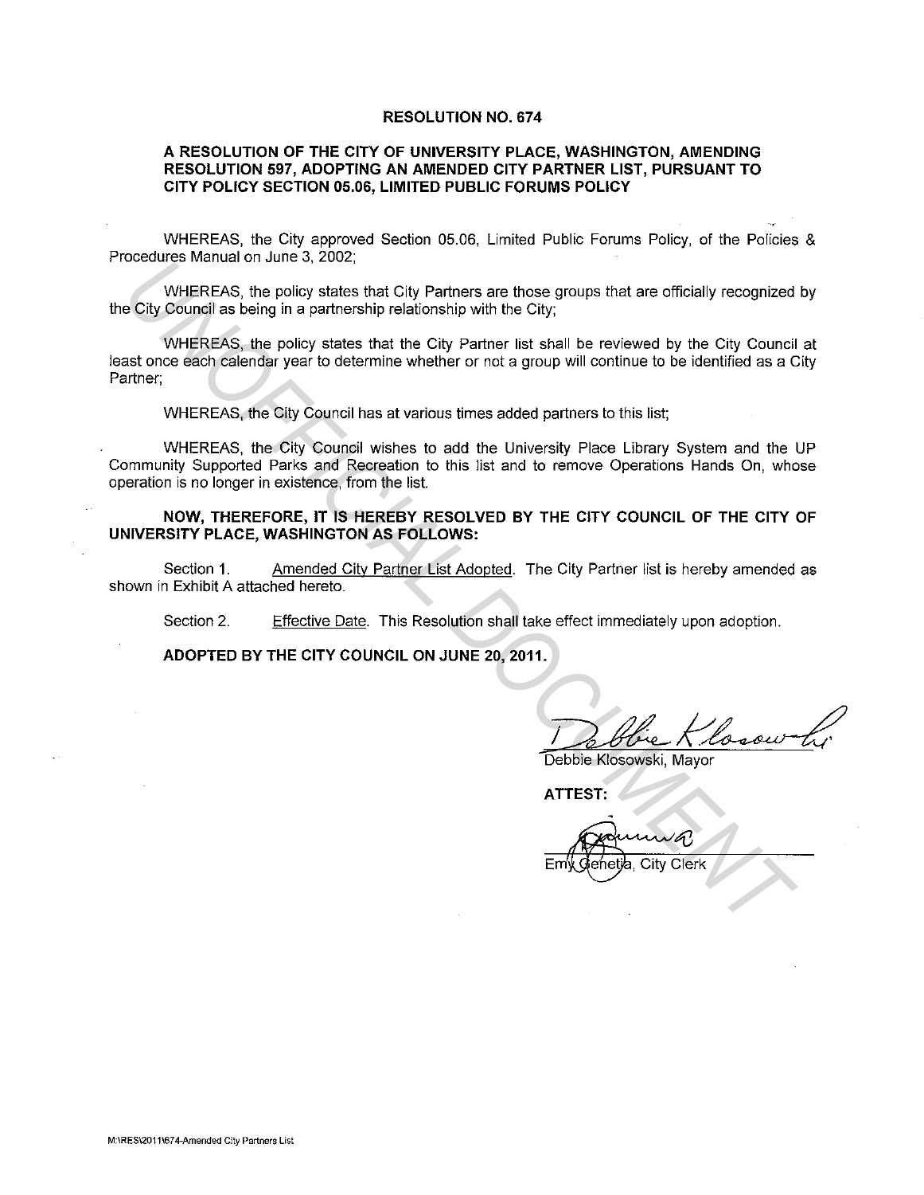# RESOLUTION NO. 674

## A RESOLUTION OF THE CITY OF UNIVERSITY PLACE, WASHINGTON, AMENDING RESOLUTION 597, ADOPTING AN AMENDED CITY PARTNER LIST, PURSUANT TO CITY POLICY SECTION 05.06, LIMITED PUBLIC FORUMS POLICY

WHEREAS, the City approved Section 05.06, Limited Public Forums Policy, of the Policies & Procedures Manual on June 3, 2002;

WHEREAS, the policy states that City Partners are those groups that are officially recognized by the City Council as being in a partnership relationship with the City;

WHEREAS, the policy states that the City Partner list shall be reviewed by the City Council at least once each calendar year to determine whether or not a group will continue to be identified as a City Partner;

WHEREAS, the City Council has at various times added partners to this list;

WHEREAS, the City Council wishes to add the University Place Library System and the UP Community Supported Parks and Recreation to this list and to remove Operations Hands On, whose operation is no longer in existence, from the list.

**NOW, THEREFORE, IT IS HEREBY RESOLVED BY THE CITY COUNCIL OF THE CITY OF UNIVERSITY PLACE, WASHINGTON AS FOLLOWS:**

Section 1. Amended City Partner List Adopted. The City Partner list is hereby amended as shown in Exhibit A attached hereto.

Section 2. Effective Date. This Resolution shall take effect immediately upon adoption.

**ADOPTED BY THE CITY COUNCIL ON JUNE 20, 2011.**

Debbie Klosowski, Mayor

**ATTEST:**

Emy Genetia, City Clerk

M:\RES\2011\674-Amended City Partners List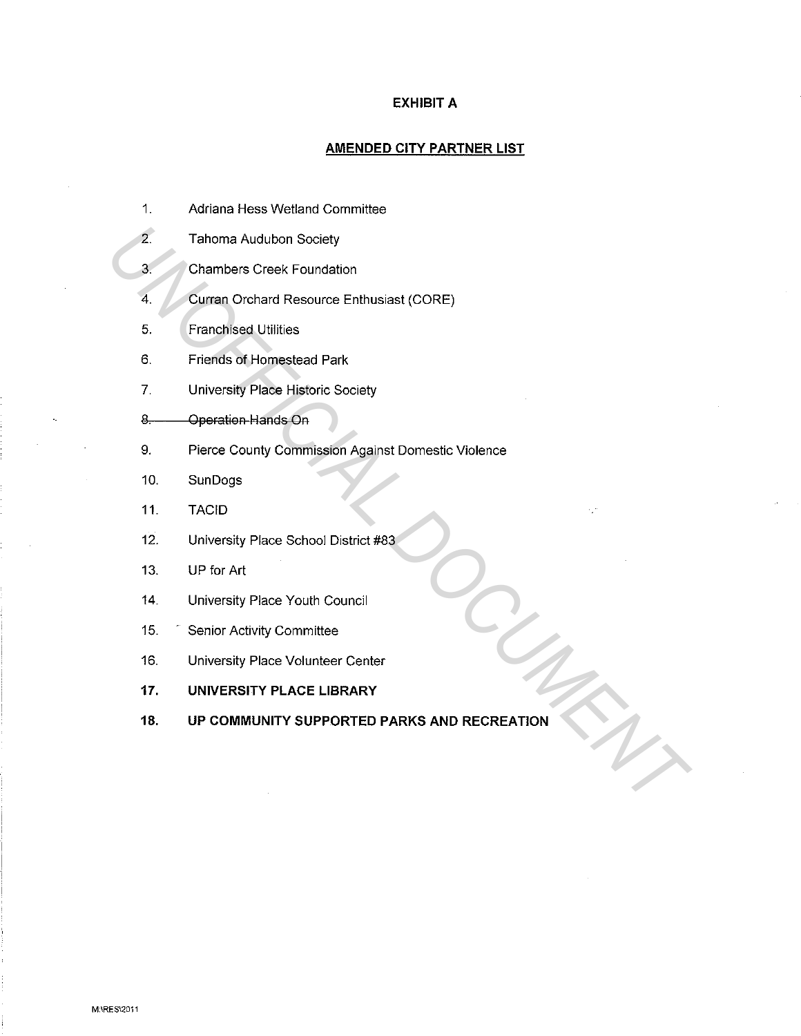**EXHIBIT A**

**AMENDED CITY PARTNER LIST**

1. Adriana Hess Wetland Committee
2. Tahoma Audubon Society
3. Chambers Creek Foundation
4. Curran Orchard Resource Enthusiast (CORE)
5. Franchised Utilities
6. Friends of Homestead Park
7. University Place Historic Society
8. ~~Operation Hands On~~
9. Pierce County Commission Against Domestic Violence
10. SunDogs
11. TACID
12. University Place School District #83
13. UP for Art
14. University Place Youth Council
15. Senior Activity Committee
16. University Place Volunteer Center
17. **UNIVERSITY PLACE LIBRARY**
18. **UP COMMUNITY SUPPORTED PARKS AND RECREATION**

M:\RES\2011